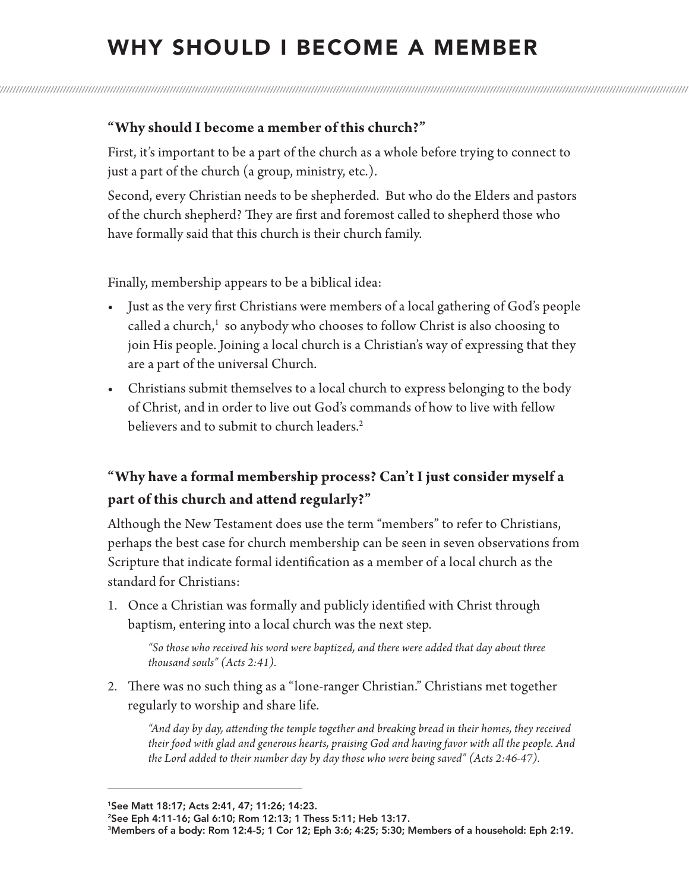# WHY SHOULD I BECOME A MEMBER

**"Why should I become a member of this church?"**

First, it's important to be a part of the church as a whole before trying to connect to just a part of the church (a group, ministry, etc.).

Second, every Christian needs to be shepherded. But who do the Elders and pastors of the church shepherd? They are first and foremost called to shepherd those who have formally said that this church is their church family.

Finally, membership appears to be a biblical idea:

- Just as the very first Christians were members of a local gathering of God's people called a church,[1] so anybody who chooses to follow Christ is also choosing to join His people. Joining a local church is a Christian's way of expressing that they are a part of the universal Church.
- Christians submit themselves to a local church to express belonging to the body of Christ, and in order to live out God's commands of how to live with fellow believers and to submit to church leaders.[2]

## "Why have a formal membership process? Can't I just consider myself a part of this church and attend regularly?"

Although the New Testament does use the term "members" to refer to Christians, perhaps the best case for church membership can be seen in seven observations from Scripture that indicate formal identification as a member of a local church as the standard for Christians:

1. Once a Christian was formally and publicly identified with Christ through baptism, entering into a local church was the next step.

   *"So those who received his word were baptized, and there were added that day about three thousand souls" (Acts 2:41).*

2. There was no such thing as a "lone-ranger Christian." Christians met together regularly to worship and share life.

   *"And day by day, attending the temple together and breaking bread in their homes, they received their food with glad and generous hearts, praising God and having favor with all the people. And the Lord added to their number day by day those who were being saved" (Acts 2:46-47).*

---

[1]See Matt 18:17; Acts 2:41, 47; 11:26; 14:23.
[2]See Eph 4:11-16; Gal 6:10; Rom 12:13; 1 Thess 5:11; Heb 13:17.
[3]Members of a body: Rom 12:4-5; 1 Cor 12; Eph 3:6; 4:25; 5:30; Members of a household: Eph 2:19.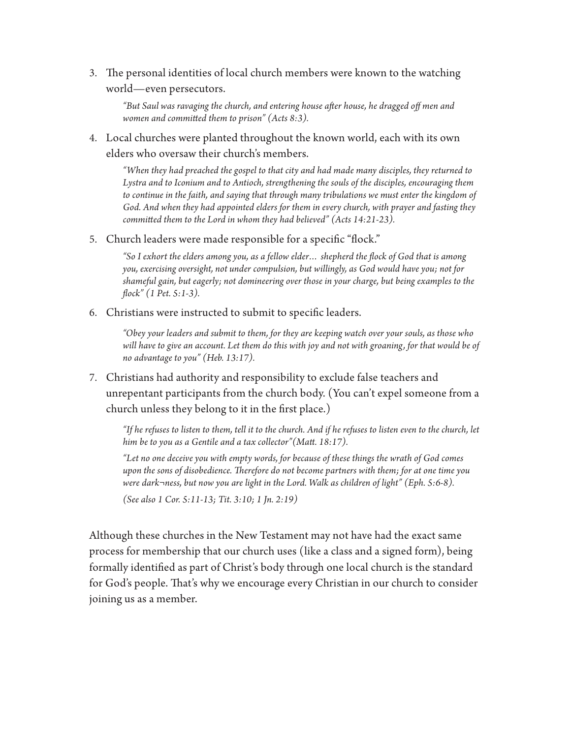3. The personal identities of local church members were known to the watching world—even persecutors.

   *"But Saul was ravaging the church, and entering house after house, he dragged off men and women and committed them to prison" (Acts 8:3).*

4. Local churches were planted throughout the known world, each with its own elders who oversaw their church's members.

   *"When they had preached the gospel to that city and had made many disciples, they returned to Lystra and to Iconium and to Antioch, strengthening the souls of the disciples, encouraging them to continue in the faith, and saying that through many tribulations we must enter the kingdom of God. And when they had appointed elders for them in every church, with prayer and fasting they committed them to the Lord in whom they had believed" (Acts 14:21-23).*

5. Church leaders were made responsible for a specific "flock."

   *"So I exhort the elders among you, as a fellow elder… shepherd the flock of God that is among you, exercising oversight, not under compulsion, but willingly, as God would have you; not for shameful gain, but eagerly; not domineering over those in your charge, but being examples to the flock" (1 Pet. 5:1-3).*

6. Christians were instructed to submit to specific leaders.

   *"Obey your leaders and submit to them, for they are keeping watch over your souls, as those who will have to give an account. Let them do this with joy and not with groaning, for that would be of no advantage to you" (Heb. 13:17).*

7. Christians had authority and responsibility to exclude false teachers and unrepentant participants from the church body. (You can't expel someone from a church unless they belong to it in the first place.)

   *"If he refuses to listen to them, tell it to the church. And if he refuses to listen even to the church, let him be to you as a Gentile and a tax collector"(Matt. 18:17).*

   *"Let no one deceive you with empty words, for because of these things the wrath of God comes upon the sons of disobedience. Therefore do not become partners with them; for at one time you were dark¬ness, but now you are light in the Lord. Walk as children of light" (Eph. 5:6-8).*

   *(See also 1 Cor. 5:11-13; Tit. 3:10; 1 Jn. 2:19)*

Although these churches in the New Testament may not have had the exact same process for membership that our church uses (like a class and a signed form), being formally identified as part of Christ's body through one local church is the standard for God's people. That's why we encourage every Christian in our church to consider joining us as a member.